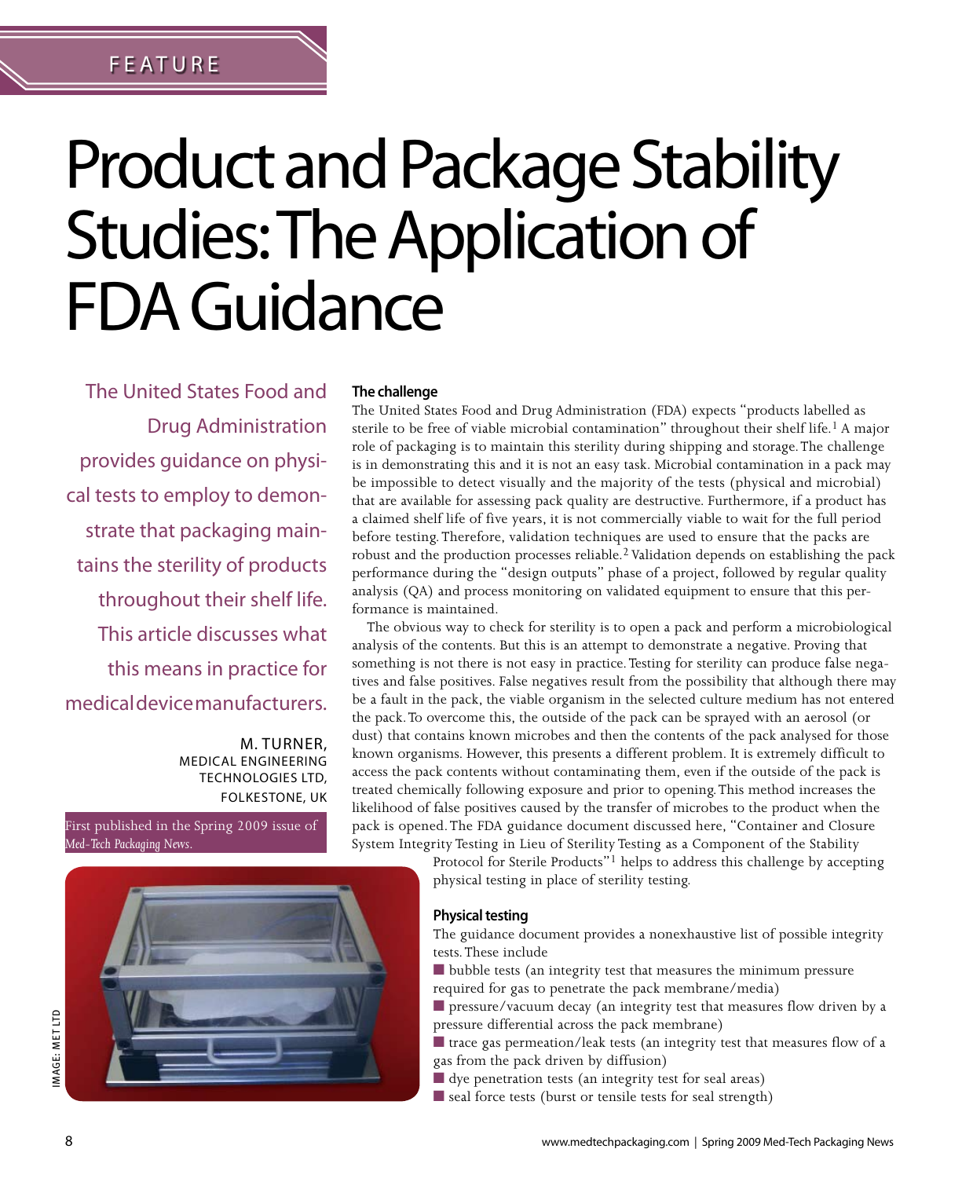FEATURE

# Product and Package Stability Studies: The Application of FDA Guidance

The United States Food and Drug Administration provides guidance on physical tests to employ to demonstrate that packaging maintains the sterility of products throughout their shelf life. This article discusses what this means in practice for medical device manufacturers.

M. TURNER,
MEDICAL ENGINEERING TECHNOLOGIES LTD,
FOLKESTONE, UK

First published in the Spring 2009 issue of *Med-Tech Packaging News*.

IMAGE: MET LTD

## The challenge

The United States Food and Drug Administration (FDA) expects "products labelled as sterile to be free of viable microbial contamination" throughout their shelf life.[1] A major role of packaging is to maintain this sterility during shipping and storage. The challenge is in demonstrating this and it is not an easy task. Microbial contamination in a pack may be impossible to detect visually and the majority of the tests (physical and microbial) that are available for assessing pack quality are destructive. Furthermore, if a product has a claimed shelf life of five years, it is not commercially viable to wait for the full period before testing. Therefore, validation techniques are used to ensure that the packs are robust and the production processes reliable.[2] Validation depends on establishing the pack performance during the "design outputs" phase of a project, followed by regular quality analysis (QA) and process monitoring on validated equipment to ensure that this performance is maintained.

The obvious way to check for sterility is to open a pack and perform a microbiological analysis of the contents. But this is an attempt to demonstrate a negative. Proving that something is not there is not easy in practice. Testing for sterility can produce false negatives and false positives. False negatives result from the possibility that although there may be a fault in the pack, the viable organism in the selected culture medium has not entered the pack. To overcome this, the outside of the pack can be sprayed with an aerosol (or dust) that contains known microbes and then the contents of the pack analysed for those known organisms. However, this presents a different problem. It is extremely difficult to access the pack contents without contaminating them, even if the outside of the pack is treated chemically following exposure and prior to opening. This method increases the likelihood of false positives caused by the transfer of microbes to the product when the pack is opened. The FDA guidance document discussed here, "Container and Closure System Integrity Testing in Lieu of Sterility Testing as a Component of the Stability Protocol for Sterile Products"[1] helps to address this challenge by accepting physical testing in place of sterility testing.

## Physical testing

The guidance document provides a nonexhaustive list of possible integrity tests. These include

- bubble tests (an integrity test that measures the minimum pressure required for gas to penetrate the pack membrane/media)
- pressure/vacuum decay (an integrity test that measures flow driven by a pressure differential across the pack membrane)
- trace gas permeation/leak tests (an integrity test that measures flow of a gas from the pack driven by diffusion)
- dye penetration tests (an integrity test for seal areas)
- seal force tests (burst or tensile tests for seal strength)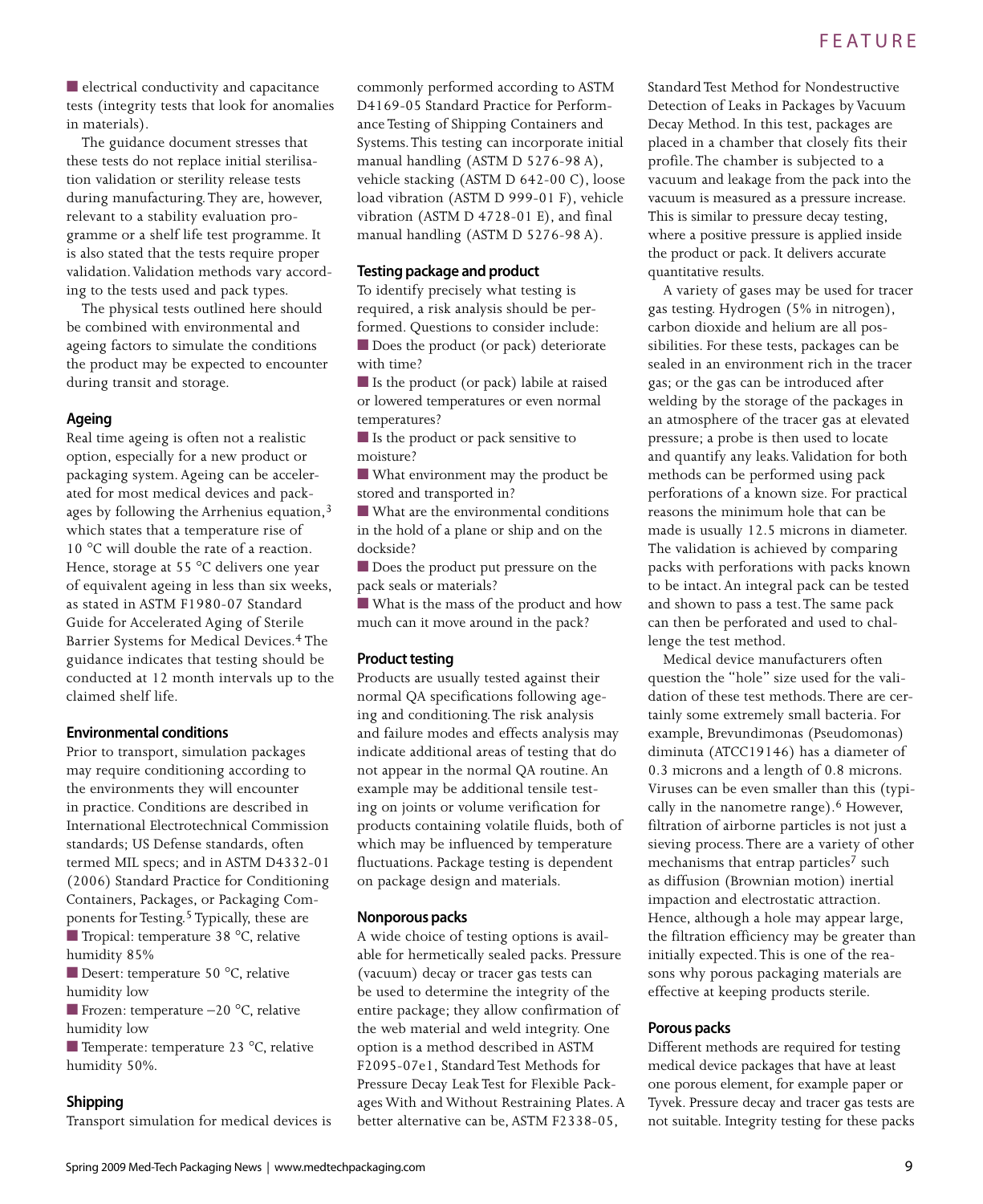- electrical conductivity and capacitance tests (integrity tests that look for anomalies in materials).

The guidance document stresses that these tests do not replace initial sterilisation validation or sterility release tests during manufacturing. They are, however, relevant to a stability evaluation programme or a shelf life test programme. It is also stated that the tests require proper validation. Validation methods vary according to the tests used and pack types.

The physical tests outlined here should be combined with environmental and ageing factors to simulate the conditions the product may be expected to encounter during transit and storage.

### Ageing

Real time ageing is often not a realistic option, especially for a new product or packaging system. Ageing can be accelerated for most medical devices and packages by following the Arrhenius equation,[3] which states that a temperature rise of 10 °C will double the rate of a reaction. Hence, storage at 55 °C delivers one year of equivalent ageing in less than six weeks, as stated in ASTM F1980-07 Standard Guide for Accelerated Aging of Sterile Barrier Systems for Medical Devices.[4] The guidance indicates that testing should be conducted at 12 month intervals up to the claimed shelf life.

### Environmental conditions

Prior to transport, simulation packages may require conditioning according to the environments they will encounter in practice. Conditions are described in International Electrotechnical Commission standards; US Defense standards, often termed MIL specs; and in ASTM D4332-01 (2006) Standard Practice for Conditioning Containers, Packages, or Packaging Components for Testing.[5] Typically, these are

- Tropical: temperature 38 °C, relative humidity 85%
- Desert: temperature 50 °C, relative humidity low
- Frozen: temperature −20 °C, relative humidity low
- Temperate: temperature 23 °C, relative humidity 50%.

### Shipping

Transport simulation for medical devices is commonly performed according to ASTM D4169-05 Standard Practice for Performance Testing of Shipping Containers and Systems. This testing can incorporate initial manual handling (ASTM D 5276-98 A), vehicle stacking (ASTM D 642-00 C), loose load vibration (ASTM D 999-01 F), vehicle vibration (ASTM D 4728-01 E), and final manual handling (ASTM D 5276-98 A).

### Testing package and product

To identify precisely what testing is required, a risk analysis should be performed. Questions to consider include:

- Does the product (or pack) deteriorate with time?
- Is the product (or pack) labile at raised or lowered temperatures or even normal temperatures?
- Is the product or pack sensitive to moisture?
- What environment may the product be stored and transported in?
- What are the environmental conditions in the hold of a plane or ship and on the dockside?
- Does the product put pressure on the pack seals or materials?
- What is the mass of the product and how much can it move around in the pack?

### Product testing

Products are usually tested against their normal QA specifications following ageing and conditioning. The risk analysis and failure modes and effects analysis may indicate additional areas of testing that do not appear in the normal QA routine. An example may be additional tensile testing on joints or volume verification for products containing volatile fluids, both of which may be influenced by temperature fluctuations. Package testing is dependent on package design and materials.

### Nonporous packs

A wide choice of testing options is available for hermetically sealed packs. Pressure (vacuum) decay or tracer gas tests can be used to determine the integrity of the entire package; they allow confirmation of the web material and weld integrity. One option is a method described in ASTM F2095-07e1, Standard Test Methods for Pressure Decay Leak Test for Flexible Packages With and Without Restraining Plates. A better alternative can be, ASTM F2338-05, Standard Test Method for Nondestructive Detection of Leaks in Packages by Vacuum Decay Method. In this test, packages are placed in a chamber that closely fits their profile. The chamber is subjected to a vacuum and leakage from the pack into the vacuum is measured as a pressure increase. This is similar to pressure decay testing, where a positive pressure is applied inside the product or pack. It delivers accurate quantitative results.

A variety of gases may be used for tracer gas testing. Hydrogen (5% in nitrogen), carbon dioxide and helium are all possibilities. For these tests, packages can be sealed in an environment rich in the tracer gas; or the gas can be introduced after welding by the storage of the packages in an atmosphere of the tracer gas at elevated pressure; a probe is then used to locate and quantify any leaks. Validation for both methods can be performed using pack perforations of a known size. For practical reasons the minimum hole that can be made is usually 12.5 microns in diameter. The validation is achieved by comparing packs with perforations with packs known to be intact. An integral pack can be tested and shown to pass a test. The same pack can then be perforated and used to challenge the test method.

Medical device manufacturers often question the "hole" size used for the validation of these test methods. There are certainly some extremely small bacteria. For example, Brevundimonas (Pseudomonas) diminuta (ATCC19146) has a diameter of 0.3 microns and a length of 0.8 microns. Viruses can be even smaller than this (typically in the nanometre range).[6] However, filtration of airborne particles is not just a sieving process. There are a variety of other mechanisms that entrap particles[7] such as diffusion (Brownian motion) inertial impaction and electrostatic attraction. Hence, although a hole may appear large, the filtration efficiency may be greater than initially expected. This is one of the reasons why porous packaging materials are effective at keeping products sterile.

### Porous packs

Different methods are required for testing medical device packages that have at least one porous element, for example paper or Tyvek. Pressure decay and tracer gas tests are not suitable. Integrity testing for these packs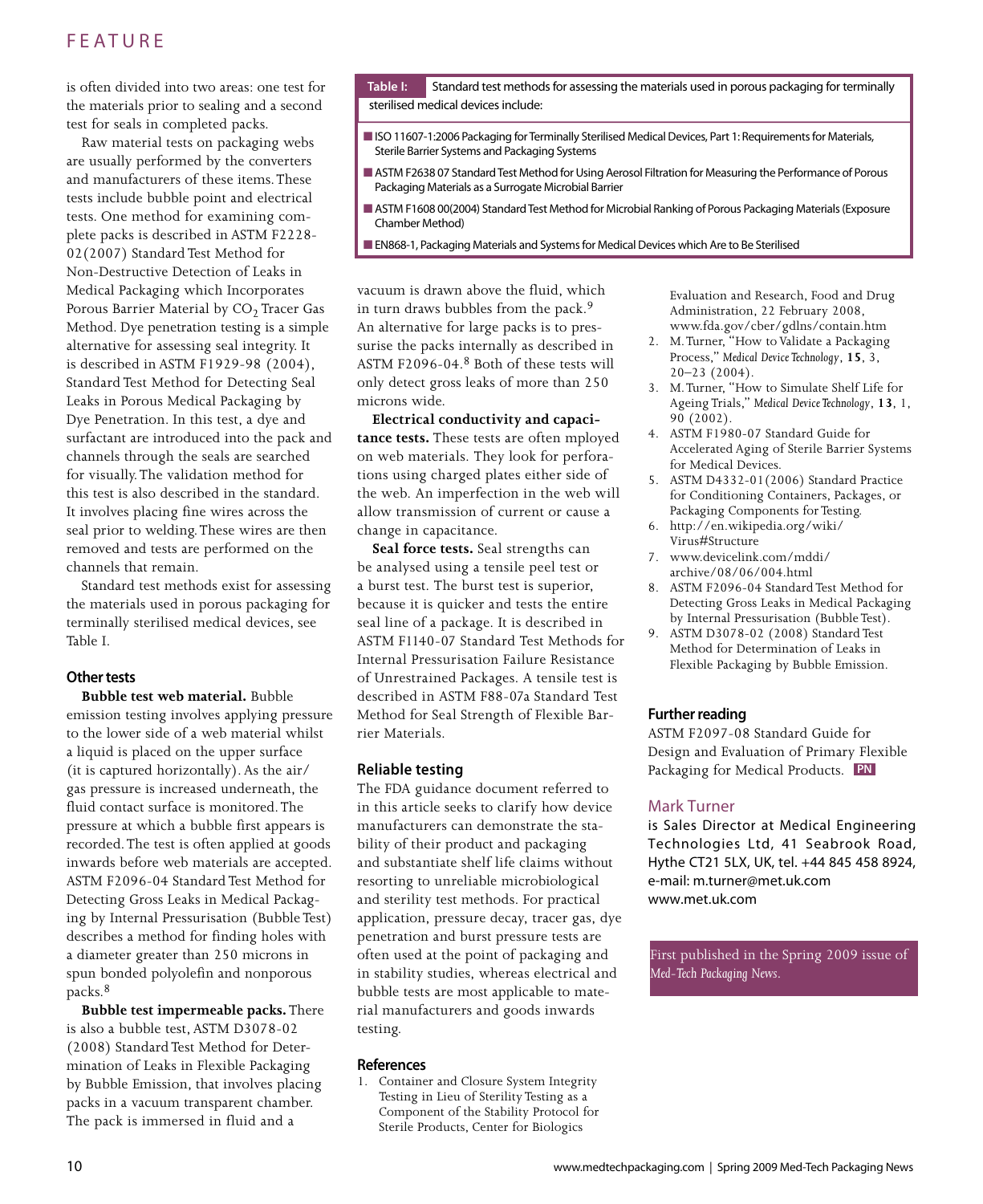is often divided into two areas: one test for the materials prior to sealing and a second test for seals in completed packs.

Raw material tests on packaging webs are usually performed by the converters and manufacturers of these items. These tests include bubble point and electrical tests. One method for examining complete packs is described in ASTM F2228-02(2007) Standard Test Method for Non-Destructive Detection of Leaks in Medical Packaging which Incorporates Porous Barrier Material by $CO_2$ Tracer Gas Method. Dye penetration testing is a simple alternative for assessing seal integrity. It is described in ASTM F1929-98 (2004), Standard Test Method for Detecting Seal Leaks in Porous Medical Packaging by Dye Penetration. In this test, a dye and surfactant are introduced into the pack and channels through the seals are searched for visually. The validation method for this test is also described in the standard. It involves placing fine wires across the seal prior to welding. These wires are then removed and tests are performed on the channels that remain.

Standard test methods exist for assessing the materials used in porous packaging for terminally sterilised medical devices, see Table I.

**Table I:** Standard test methods for assessing the materials used in porous packaging for terminally sterilised medical devices include:

- ISO 11607-1:2006 Packaging for Terminally Sterilised Medical Devices, Part 1: Requirements for Materials, Sterile Barrier Systems and Packaging Systems
- ASTM F2638 07 Standard Test Method for Using Aerosol Filtration for Measuring the Performance of Porous Packaging Materials as a Surrogate Microbial Barrier
- ASTM F1608 00(2004) Standard Test Method for Microbial Ranking of Porous Packaging Materials (Exposure Chamber Method)
- EN868-1, Packaging Materials and Systems for Medical Devices which Are to Be Sterilised

## Other tests

**Bubble test web material.** Bubble emission testing involves applying pressure to the lower side of a web material whilst a liquid is placed on the upper surface (it is captured horizontally). As the air/gas pressure is increased underneath, the fluid contact surface is monitored. The pressure at which a bubble first appears is recorded. The test is often applied at goods inwards before web materials are accepted. ASTM F2096-04 Standard Test Method for Detecting Gross Leaks in Medical Packaging by Internal Pressurisation (Bubble Test) describes a method for finding holes with a diameter greater than 250 microns in spun bonded polyolefin and nonporous packs.[8]

**Bubble test impermeable packs.** There is also a bubble test, ASTM D3078-02 (2008) Standard Test Method for Determination of Leaks in Flexible Packaging by Bubble Emission, that involves placing packs in a vacuum transparent chamber. The pack is immersed in fluid and a vacuum is drawn above the fluid, which in turn draws bubbles from the pack.[9] An alternative for large packs is to pressurise the packs internally as described in ASTM F2096-04.[8] Both of these tests will only detect gross leaks of more than 250 microns wide.

**Electrical conductivity and capacitance tests.** These tests are often mployed on web materials. They look for perforations using charged plates either side of the web. An imperfection in the web will allow transmission of current or cause a change in capacitance.

**Seal force tests.** Seal strengths can be analysed using a tensile peel test or a burst test. The burst test is superior, because it is quicker and tests the entire seal line of a package. It is described in ASTM F1140-07 Standard Test Methods for Internal Pressurisation Failure Resistance of Unrestrained Packages. A tensile test is described in ASTM F88-07a Standard Test Method for Seal Strength of Flexible Barrier Materials.

## Reliable testing

The FDA guidance document referred to in this article seeks to clarify how device manufacturers can demonstrate the stability of their product and packaging and substantiate shelf life claims without resorting to unreliable microbiological and sterility test methods. For practical application, pressure decay, tracer gas, dye penetration and burst pressure tests are often used at the point of packaging and in stability studies, whereas electrical and bubble tests are most applicable to material manufacturers and goods inwards testing.

## References

1. Container and Closure System Integrity Testing in Lieu of Sterility Testing as a Component of the Stability Protocol for Sterile Products, Center for Biologics Evaluation and Research, Food and Drug Administration, 22 February 2008, www.fda.gov/cber/gdlns/contain.htm
2. M. Turner, "How to Validate a Packaging Process," *Medical Device Technology*, **15**, 3, 20–23 (2004).
3. M. Turner, "How to Simulate Shelf Life for Ageing Trials," *Medical Device Technology*, **13**, 1, 90 (2002).
4. ASTM F1980-07 Standard Guide for Accelerated Aging of Sterile Barrier Systems for Medical Devices.
5. ASTM D4332-01(2006) Standard Practice for Conditioning Containers, Packages, or Packaging Components for Testing.
6. http://en.wikipedia.org/wiki/Virus#Structure
7. www.devicelink.com/mddi/archive/08/06/004.html
8. ASTM F2096-04 Standard Test Method for Detecting Gross Leaks in Medical Packaging by Internal Pressurisation (Bubble Test).
9. ASTM D3078-02 (2008) Standard Test Method for Determination of Leaks in Flexible Packaging by Bubble Emission.

## Further reading

ASTM F2097-08 Standard Guide for Design and Evaluation of Primary Flexible Packaging for Medical Products. PN

**Mark Turner**

is Sales Director at Medical Engineering Technologies Ltd, 41 Seabrook Road, Hythe CT21 5LX, UK, tel. +44 845 458 8924, e-mail: m.turner@met.uk.com www.met.uk.com

First published in the Spring 2009 issue of *Med-Tech Packaging News*.